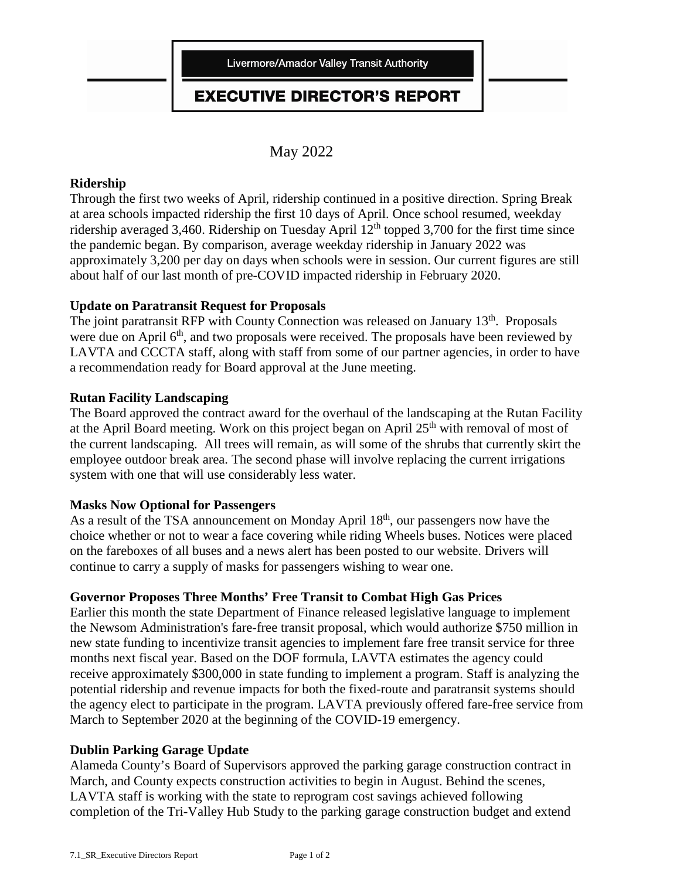Livermore/Amador Valley Transit Authority

# EXECUTIVE DIRECTOR'S REPORT

May 2022

**Ridership**

Through the first two weeks of April, ridership continued in a positive direction. Spring Break at area schools impacted ridership the first 10 days of April. Once school resumed, weekday ridership averaged 3,460. Ridership on Tuesday April 12th topped 3,700 for the first time since the pandemic began. By comparison, average weekday ridership in January 2022 was approximately 3,200 per day on days when schools were in session. Our current figures are still about half of our last month of pre-COVID impacted ridership in February 2020.

**Update on Paratransit Request for Proposals**

The joint paratransit RFP with County Connection was released on January 13th. Proposals were due on April 6th, and two proposals were received. The proposals have been reviewed by LAVTA and CCCTA staff, along with staff from some of our partner agencies, in order to have a recommendation ready for Board approval at the June meeting.

**Rutan Facility Landscaping**

The Board approved the contract award for the overhaul of the landscaping at the Rutan Facility at the April Board meeting. Work on this project began on April 25th with removal of most of the current landscaping. All trees will remain, as will some of the shrubs that currently skirt the employee outdoor break area. The second phase will involve replacing the current irrigations system with one that will use considerably less water.

**Masks Now Optional for Passengers**

As a result of the TSA announcement on Monday April 18th, our passengers now have the choice whether or not to wear a face covering while riding Wheels buses. Notices were placed on the fareboxes of all buses and a news alert has been posted to our website. Drivers will continue to carry a supply of masks for passengers wishing to wear one.

**Governor Proposes Three Months' Free Transit to Combat High Gas Prices**

Earlier this month the state Department of Finance released legislative language to implement the Newsom Administration's fare-free transit proposal, which would authorize $750 million in new state funding to incentivize transit agencies to implement fare free transit service for three months next fiscal year. Based on the DOF formula, LAVTA estimates the agency could receive approximately $300,000 in state funding to implement a program. Staff is analyzing the potential ridership and revenue impacts for both the fixed-route and paratransit systems should the agency elect to participate in the program. LAVTA previously offered fare-free service from March to September 2020 at the beginning of the COVID-19 emergency.

**Dublin Parking Garage Update**

Alameda County's Board of Supervisors approved the parking garage construction contract in March, and County expects construction activities to begin in August. Behind the scenes, LAVTA staff is working with the state to reprogram cost savings achieved following completion of the Tri-Valley Hub Study to the parking garage construction budget and extend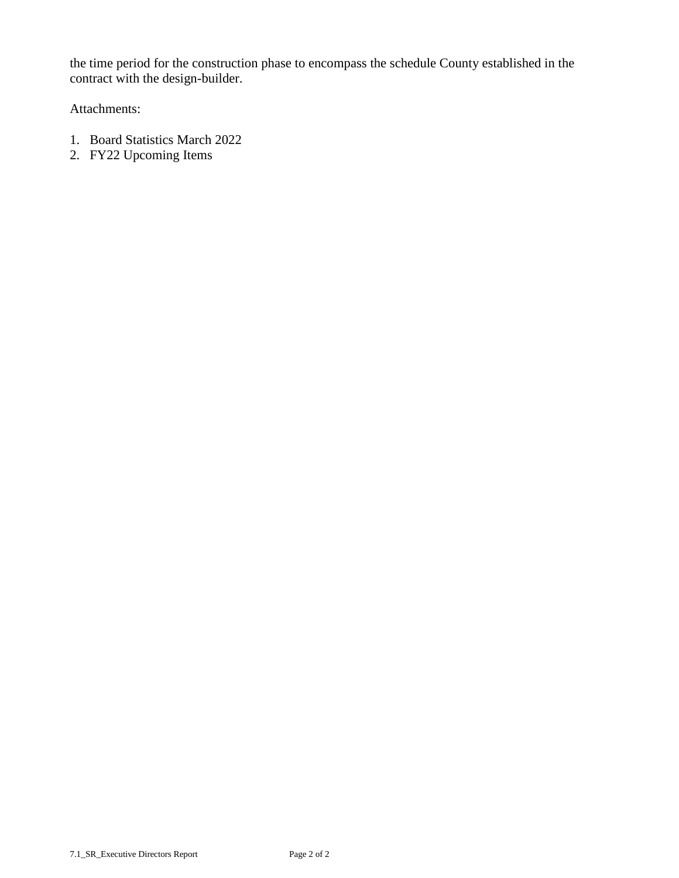the time period for the construction phase to encompass the schedule County established in the contract with the design-builder.

Attachments:

1. Board Statistics March 2022
2. FY22 Upcoming Items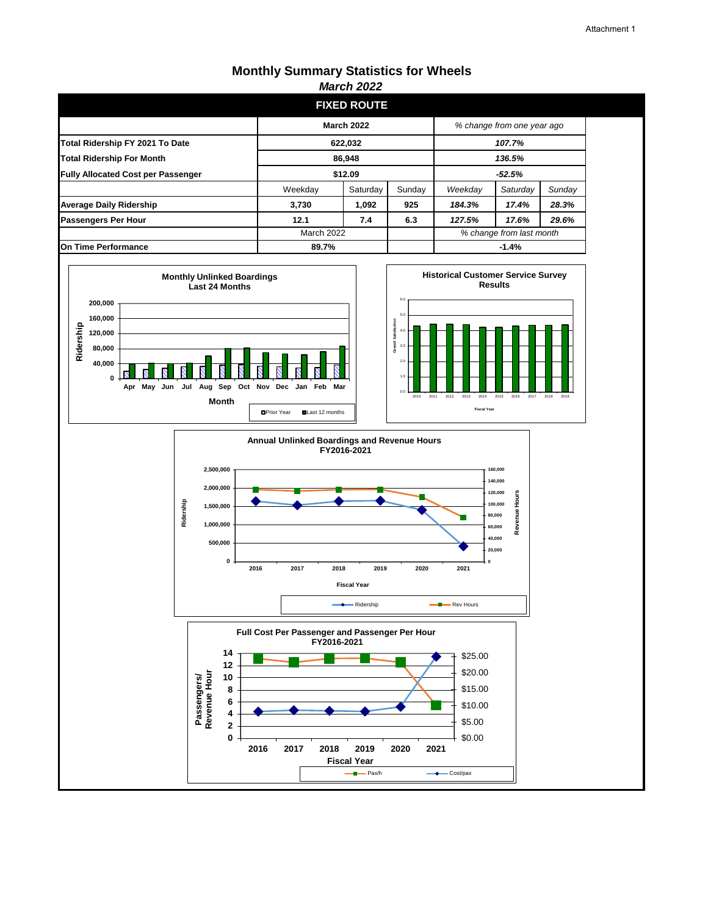Attachment 1

# Monthly Summary Statistics for Wheels

*March 2022*

## FIXED ROUTE

| | March 2022 | | | *% change from one year ago* | | |
|---|---|---|---|---|---|---|
| **Total Ridership FY 2021 To Date** | **622,032** | | | ***107.7%*** | | |
| **Total Ridership For Month** | **86,948** | | | ***136.5%*** | | |
| **Fully Allocated Cost per Passenger** | **$12.09** | | | ***-52.5%*** | | |
| | Weekday | Saturday | Sunday | *Weekday* | *Saturday* | *Sunday* |
| **Average Daily Ridership** | **3,730** | **1,092** | **925** | ***184.3%*** | ***17.4%*** | ***28.3%*** |
| **Passengers Per Hour** | **12.1** | **7.4** | **6.3** | ***127.5%*** | ***17.6%*** | ***29.6%*** |
| | March 2022 | | | *% change from last month* | | |
| **On Time Performance** | **89.7%** | | | **-1.4%** | | |

**Monthly Unlinked Boardings Last 24 Months**

Ridership (0–200,000) by Month: Apr, May, Jun, Jul, Aug, Sep, Oct, Nov, Dec, Jan, Feb, Mar

Legend: Prior Year, Last 12 months

**Historical Customer Service Survey Results**

Overall Satisfaction (0.0–6.0) by Fiscal Year: 2010–2019

**Annual Unlinked Boardings and Revenue Hours FY2016-2021**

Ridership (0–2,500,000); Revenue Hours (0–160,000); Fiscal Year: 2016, 2017, 2018, 2019, 2020, 2021

Legend: Ridership, Rev Hours

**Full Cost Per Passenger and Passenger Per Hour FY2016-2021**

Passengers/Revenue Hour (0–14); $0.00–$25.00; Fiscal Year: 2016, 2017, 2018, 2019, 2020, 2021

Legend: Pax/h, Cost/pax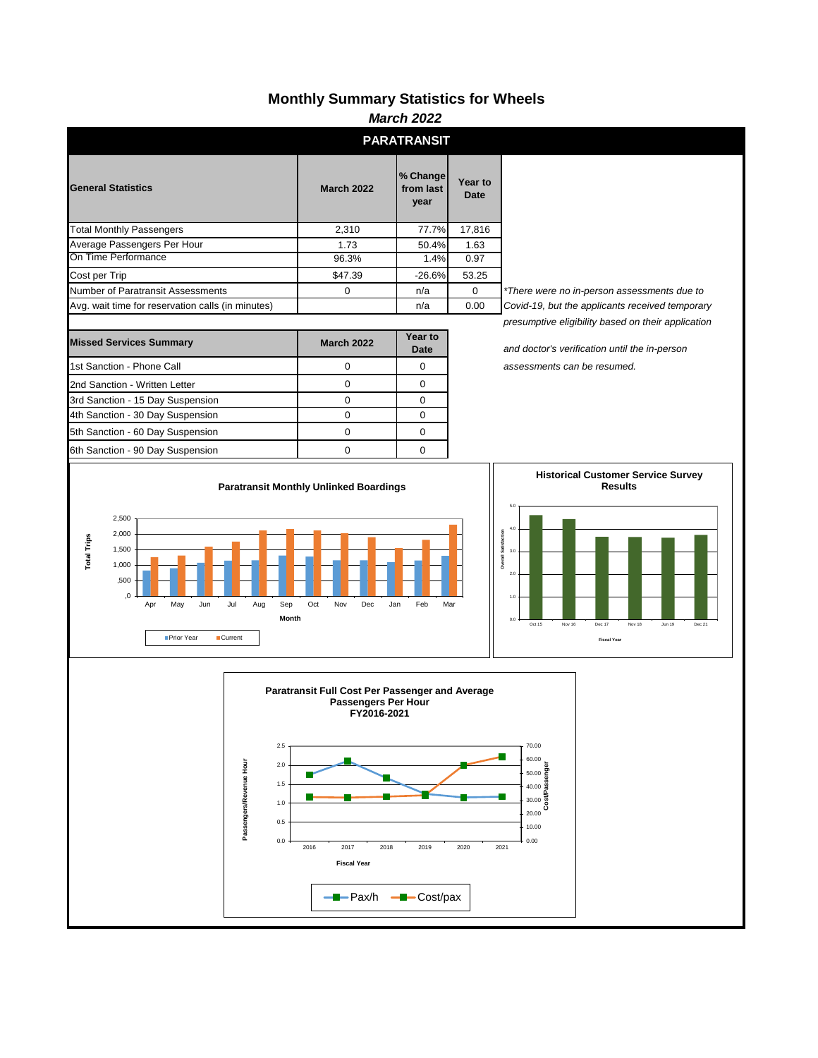# Monthly Summary Statistics for Wheels

***March 2022***

## PARATRANSIT

| General Statistics | March 2022 | % Change from last year | Year to Date |
|---|---|---|---|
| Total Monthly Passengers | 2,310 | 77.7% | 17,816 |
| Average Passengers Per Hour | 1.73 | 50.4% | 1.63 |
| On Time Performance | 96.3% | 1.4% | 0.97 |
| Cost per Trip | $47.39 | -26.6% | 53.25 |
| Number of Paratransit Assessments | 0 | n/a | 0 |
| Avg. wait time for reservation calls (in minutes) | | n/a | 0.00 |

*\*There were no in-person assessments due to Covid-19, but the applicants received temporary presumptive eligibility based on their application and doctor's verification until the in-person assessments can be resumed.*

| Missed Services Summary | March 2022 | Year to Date |
|---|---|---|
| 1st Sanction - Phone Call | 0 | 0 |
| 2nd Sanction - Written Letter | 0 | 0 |
| 3rd Sanction - 15 Day Suspension | 0 | 0 |
| 4th Sanction - 30 Day Suspension | 0 | 0 |
| 5th Sanction - 60 Day Suspension | 0 | 0 |
| 6th Sanction - 90 Day Suspension | 0 | 0 |

**Paratransit Monthly Unlinked Boardings**

**Historical Customer Service Survey Results**

**Paratransit Full Cost Per Passenger and Average Passengers Per Hour FY2016-2021**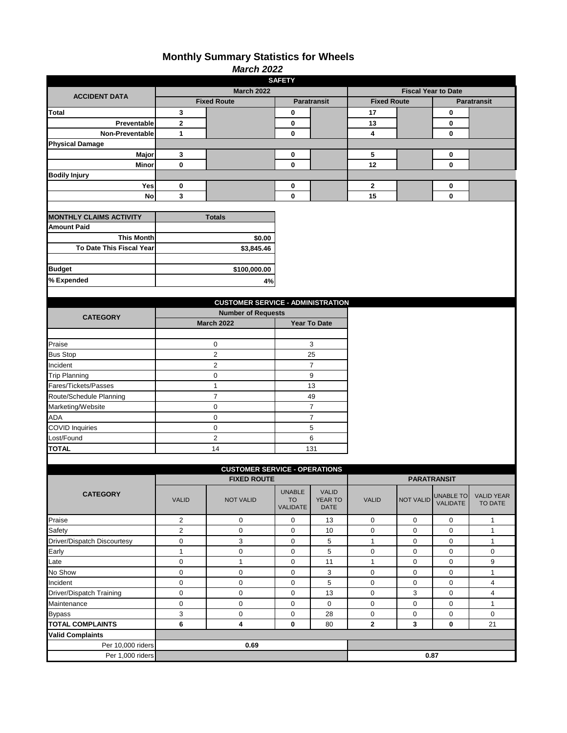# Monthly Summary Statistics for Wheels

## *March 2022*

### SAFETY

| ACCIDENT DATA | March 2022 | | | | Fiscal Year to Date | | | |
|---|---|---|---|---|---|---|---|---|
| | Fixed Route | | Paratransit | | Fixed Route | | Paratransit | |
| **Total** | **3** | | **0** | | **17** | | **0** | |
| **Preventable** | **2** | | **0** | | **13** | | **0** | |
| **Non-Preventable** | **1** | | **0** | | **4** | | **0** | |
| **Physical Damage** | | | | | | | | |
| **Major** | **3** | | **0** | | **5** | | **0** | |
| **Minor** | **0** | | **0** | | **12** | | **0** | |
| **Bodily Injury** | | | | | | | | |
| **Yes** | **0** | | **0** | | **2** | | **0** | |
| **No** | **3** | | **0** | | **15** | | **0** | |

| MONTHLY CLAIMS ACTIVITY | Totals |
|---|---|
| **Amount Paid** | |
| **This Month** | **$0.00** |
| **To Date This Fiscal Year** | **$3,845.46** |
| | |
| **Budget** | **$100,000.00** |
| **% Expended** | **4%** |

### CUSTOMER SERVICE - ADMINISTRATION

| CATEGORY | Number of Requests | |
|---|---|---|
| | March 2022 | Year To Date |
| Praise | 0 | 3 |
| Bus Stop | 2 | 25 |
| Incident | 2 | 7 |
| Trip Planning | 0 | 9 |
| Fares/Tickets/Passes | 1 | 13 |
| Route/Schedule Planning | 7 | 49 |
| Marketing/Website | 0 | 7 |
| ADA | 0 | 7 |
| COVID Inquiries | 0 | 5 |
| Lost/Found | 2 | 6 |
| **TOTAL** | 14 | 131 |

### CUSTOMER SERVICE - OPERATIONS

| CATEGORY | FIXED ROUTE | | | | PARATRANSIT | | | |
|---|---|---|---|---|---|---|---|---|
| | VALID | NOT VALID | UNABLE TO VALIDATE | VALID YEAR TO DATE | VALID | NOT VALID | UNABLE TO VALIDATE | VALID YEAR TO DATE |
| Praise | 2 | 0 | 0 | 13 | 0 | 0 | 0 | 1 |
| Safety | 2 | 0 | 0 | 10 | 0 | 0 | 0 | 1 |
| Driver/Dispatch Discourtesy | 0 | 3 | 0 | 5 | 1 | 0 | 0 | 1 |
| Early | 1 | 0 | 0 | 5 | 0 | 0 | 0 | 0 |
| Late | 0 | 1 | 0 | 11 | 1 | 0 | 0 | 9 |
| No Show | 0 | 0 | 0 | 3 | 0 | 0 | 0 | 1 |
| Incident | 0 | 0 | 0 | 5 | 0 | 0 | 0 | 4 |
| Driver/Dispatch Training | 0 | 0 | 0 | 13 | 0 | 3 | 0 | 4 |
| Maintenance | 0 | 0 | 0 | 0 | 0 | 0 | 0 | 1 |
| Bypass | 3 | 0 | 0 | 28 | 0 | 0 | 0 | 0 |
| **TOTAL COMPLAINTS** | **6** | **4** | **0** | 80 | **2** | **3** | **0** | 21 |
| **Valid Complaints** | | | | | | | | |
| Per 10,000 riders | **0.69** | | | | | | | |
| Per 1,000 riders | | | | | **0.87** | | | |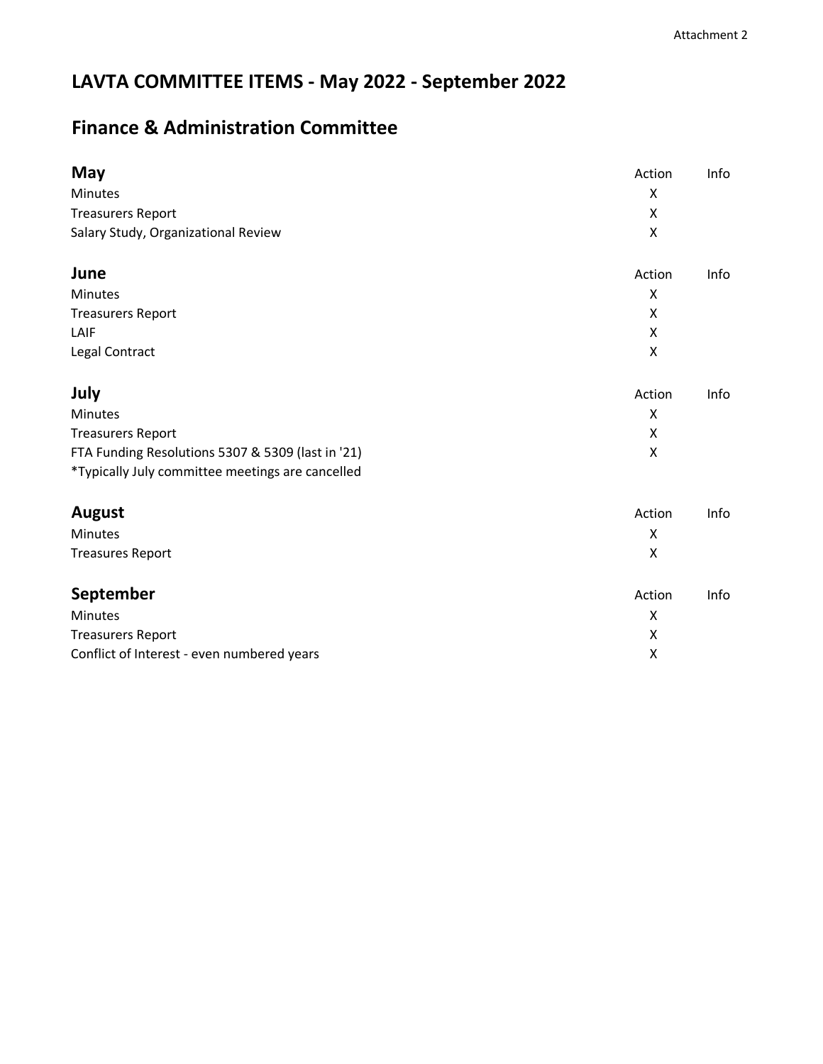Attachment 2

# LAVTA COMMITTEE ITEMS - May 2022 - September 2022

## Finance & Administration Committee

| May | Action | Info |
|---|---|---|
| Minutes | X | |
| Treasurers Report | X | |
| Salary Study, Organizational Review | X | |

| June | Action | Info |
|---|---|---|
| Minutes | X | |
| Treasurers Report | X | |
| LAIF | X | |
| Legal Contract | X | |

| July | Action | Info |
|---|---|---|
| Minutes | X | |
| Treasurers Report | X | |
| FTA Funding Resolutions 5307 & 5309 (last in '21) | X | |
| *Typically July committee meetings are cancelled | | |

| August | Action | Info |
|---|---|---|
| Minutes | X | |
| Treasures Report | X | |

| September | Action | Info |
|---|---|---|
| Minutes | X | |
| Treasurers Report | X | |
| Conflict of Interest - even numbered years | X | |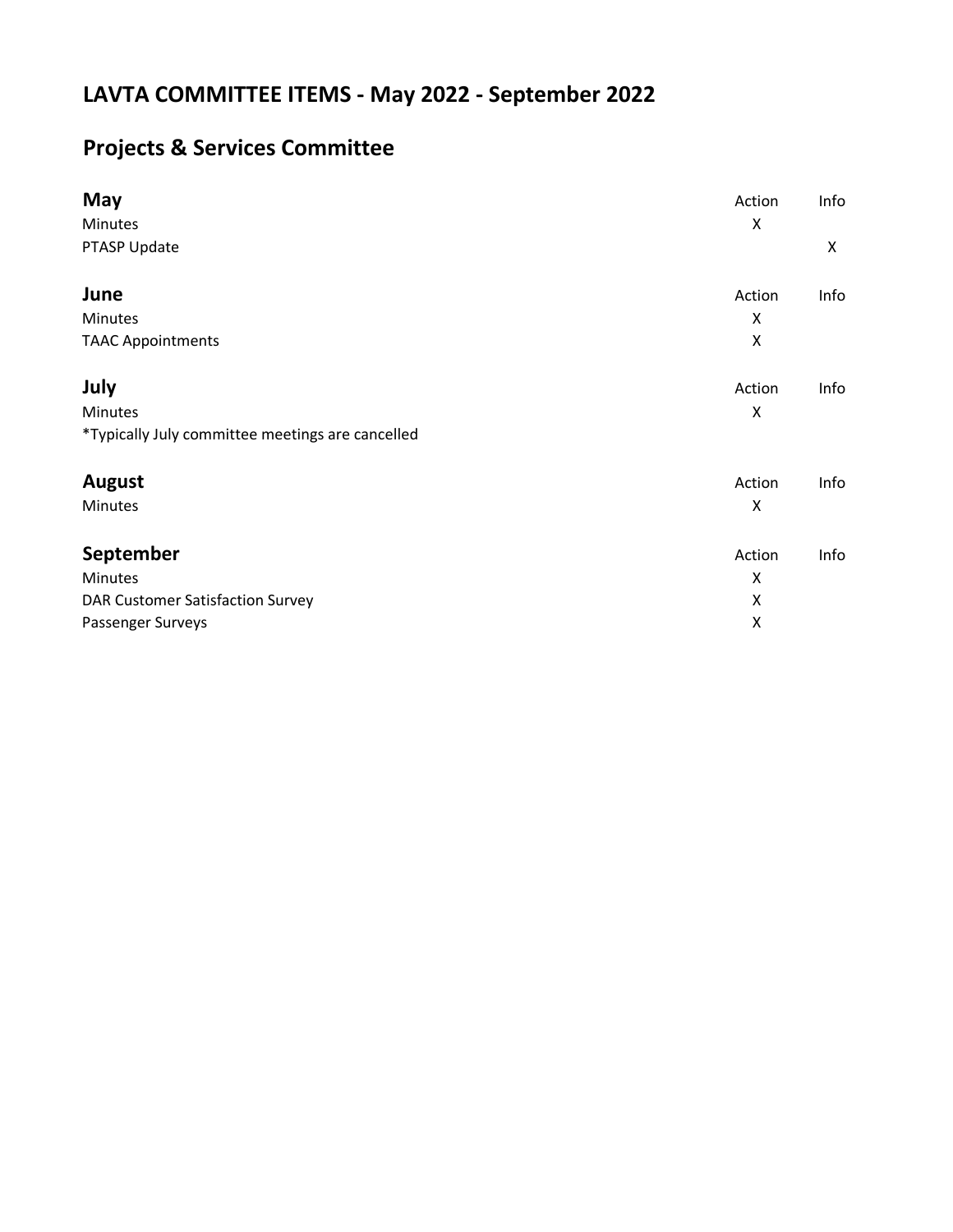# LAVTA COMMITTEE ITEMS - May 2022 - September 2022

## Projects & Services Committee

| **May** | Action | Info |
|---|---|---|
| Minutes | X | |
| PTASP Update | | X |

| **June** | Action | Info |
|---|---|---|
| Minutes | X | |
| TAAC Appointments | X | |

| **July** | Action | Info |
|---|---|---|
| Minutes | X | |
| *Typically July committee meetings are cancelled | | |

| **August** | Action | Info |
|---|---|---|
| Minutes | X | |

| **September** | Action | Info |
|---|---|---|
| Minutes | X | |
| DAR Customer Satisfaction Survey | X | |
| Passenger Surveys | X | |